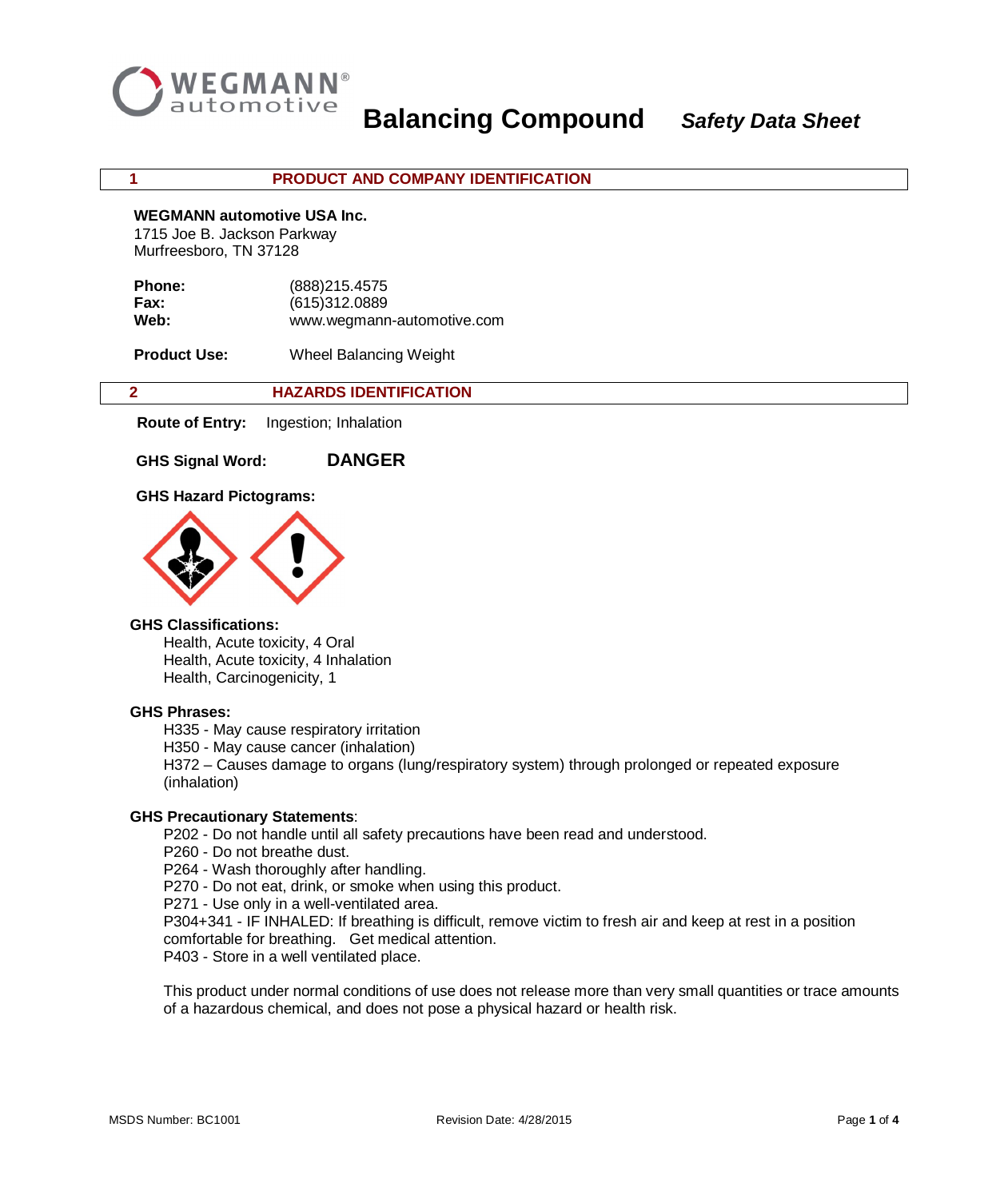# Balancing Compound *Safety Data Sheet*

## 1 PRODUCT AND COMPANY IDENTIFICATION

**WEGMANN automotive USA Inc.**
1715 Joe B. Jackson Parkway
Murfreesboro, TN 37128

**Phone:** (888)215.4575
**Fax:** (615)312.0889
**Web:** www.wegmann-automotive.com

**Product Use:** Wheel Balancing Weight

## 2 HAZARDS IDENTIFICATION

**Route of Entry:** Ingestion; Inhalation

**GHS Signal Word:** **DANGER**

**GHS Hazard Pictograms:**

**GHS Classifications:**
- Health, Acute toxicity, 4 Oral
- Health, Acute toxicity, 4 Inhalation
- Health, Carcinogenicity, 1

**GHS Phrases:**
- H335 - May cause respiratory irritation
- H350 - May cause cancer (inhalation)
- H372 – Causes damage to organs (lung/respiratory system) through prolonged or repeated exposure (inhalation)

**GHS Precautionary Statements**:
- P202 - Do not handle until all safety precautions have been read and understood.
- P260 - Do not breathe dust.
- P264 - Wash thoroughly after handling.
- P270 - Do not eat, drink, or smoke when using this product.
- P271 - Use only in a well-ventilated area.
- P304+341 - IF INHALED: If breathing is difficult, remove victim to fresh air and keep at rest in a position comfortable for breathing. Get medical attention.
- P403 - Store in a well ventilated place.

This product under normal conditions of use does not release more than very small quantities or trace amounts of a hazardous chemical, and does not pose a physical hazard or health risk.

MSDS Number: BC1001 Revision Date: 4/28/2015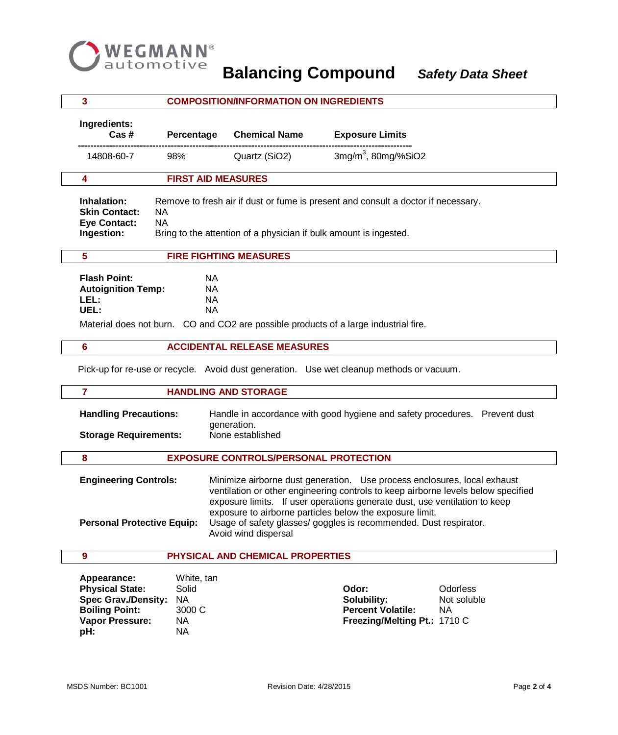# Balancing Compound *Safety Data Sheet*

## 3 COMPOSITION/INFORMATION ON INGREDIENTS

**Ingredients:**

| Cas # | Percentage | Chemical Name | Exposure Limits |
|---|---|---|---|
| 14808-60-7 | 98% | Quartz ($SiO_2$) | 3mg/m$^3$, 80mg/%$SiO_2$ |

## 4 FIRST AID MEASURES

**Inhalation:** Remove to fresh air if dust or fume is present and consult a doctor if necessary.
**Skin Contact:** NA
**Eye Contact:** NA
**Ingestion:** Bring to the attention of a physician if bulk amount is ingested.

## 5 FIRE FIGHTING MEASURES

**Flash Point:** NA
**Autoignition Temp:** NA
**LEL:** NA
**UEL:** NA

Material does not burn. CO and $CO_2$ are possible products of a large industrial fire.

## 6 ACCIDENTAL RELEASE MEASURES

Pick-up for re-use or recycle. Avoid dust generation. Use wet cleanup methods or vacuum.

## 7 HANDLING AND STORAGE

**Handling Precautions:** Handle in accordance with good hygiene and safety procedures. Prevent dust generation.
**Storage Requirements:** None established

## 8 EXPOSURE CONTROLS/PERSONAL PROTECTION

**Engineering Controls:** Minimize airborne dust generation. Use process enclosures, local exhaust ventilation or other engineering controls to keep airborne levels below specified exposure limits. If user operations generate dust, use ventilation to keep exposure to airborne particles below the exposure limit.
**Personal Protective Equip:** Usage of safety glasses/ goggles is recommended. Dust respirator. Avoid wind dispersal

## 9 PHYSICAL AND CHEMICAL PROPERTIES

**Appearance:** White, tan
**Physical State:** Solid
**Spec Grav./Density:** NA
**Boiling Point:** 3000 C
**Vapor Pressure:** NA
**pH:** NA

**Odor:** Odorless
**Solubility:** Not soluble
**Percent Volatile:** NA
**Freezing/Melting Pt.:** 1710 C

MSDS Number: BC1001 Revision Date: 4/28/2015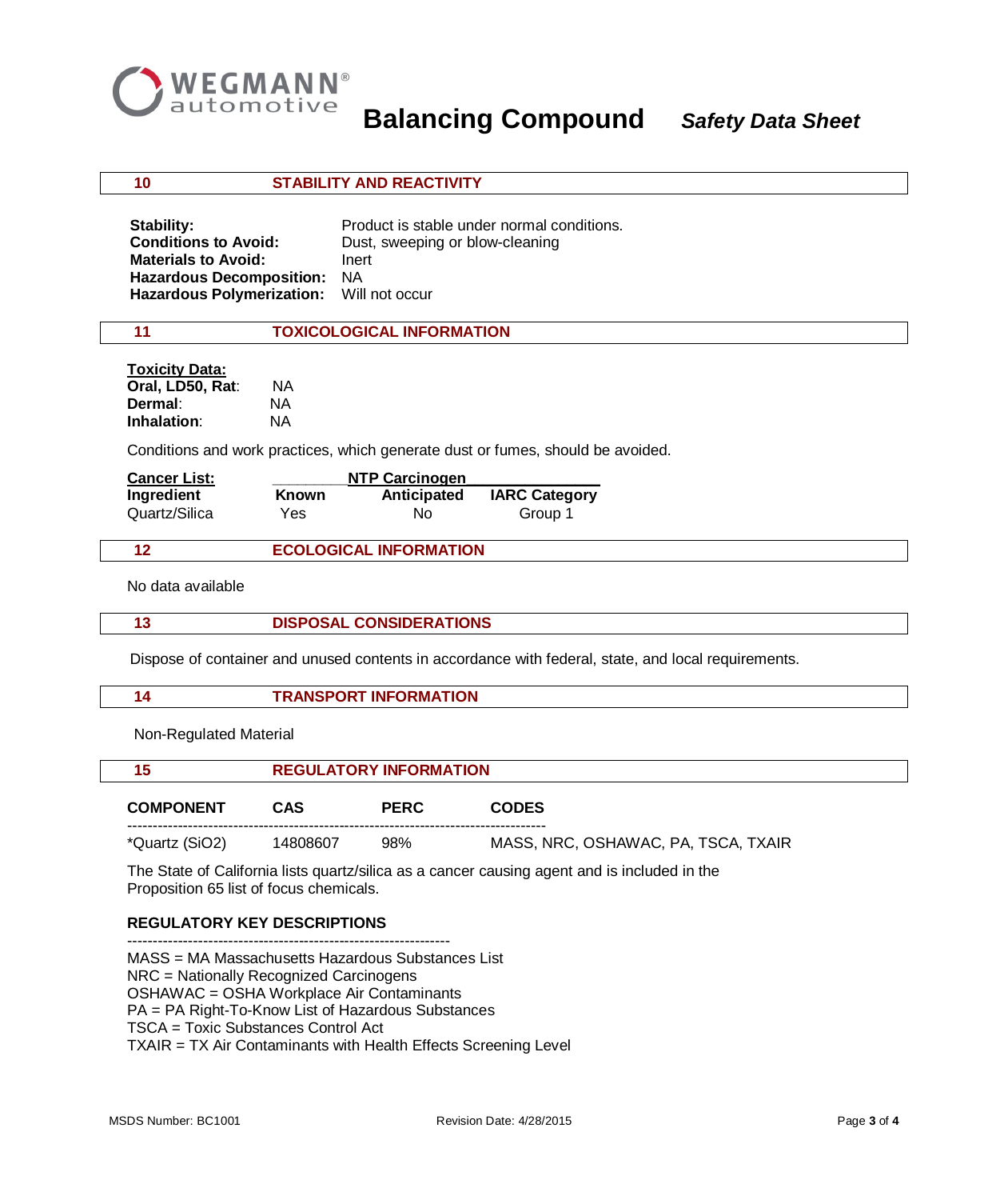# 10 STABILITY AND REACTIVITY

**Stability:** Product is stable under normal conditions.
**Conditions to Avoid:** Dust, sweeping or blow-cleaning
**Materials to Avoid:** Inert
**Hazardous Decomposition:** NA
**Hazardous Polymerization:** Will not occur

# 11 TOXICOLOGICAL INFORMATION

**Toxicity Data:**
**Oral, LD50, Rat**: NA
**Dermal**: NA
**Inhalation**: NA

Conditions and work practices, which generate dust or fumes, should be avoided.

**Cancer List:**

| Ingredient | NTP Carcinogen Known | NTP Carcinogen Anticipated | IARC Category |
|---|---|---|---|
| Quartz/Silica | Yes | No | Group 1 |

# 12 ECOLOGICAL INFORMATION

No data available

# 13 DISPOSAL CONSIDERATIONS

Dispose of container and unused contents in accordance with federal, state, and local requirements.

# 14 TRANSPORT INFORMATION

Non-Regulated Material

# 15 REGULATORY INFORMATION

| COMPONENT | CAS | PERC | CODES |
|---|---|---|---|
| *Quartz ($SiO_2$) | 14808607 | 98% | MASS, NRC, OSHAWAC, PA, TSCA, TXAIR |

The State of California lists quartz/silica as a cancer causing agent and is included in the Proposition 65 list of focus chemicals.

**REGULATORY KEY DESCRIPTIONS**

MASS = MA Massachusetts Hazardous Substances List
NRC = Nationally Recognized Carcinogens
OSHAWAC = OSHA Workplace Air Contaminants
PA = PA Right-To-Know List of Hazardous Substances
TSCA = Toxic Substances Control Act
TXAIR = TX Air Contaminants with Health Effects Screening Level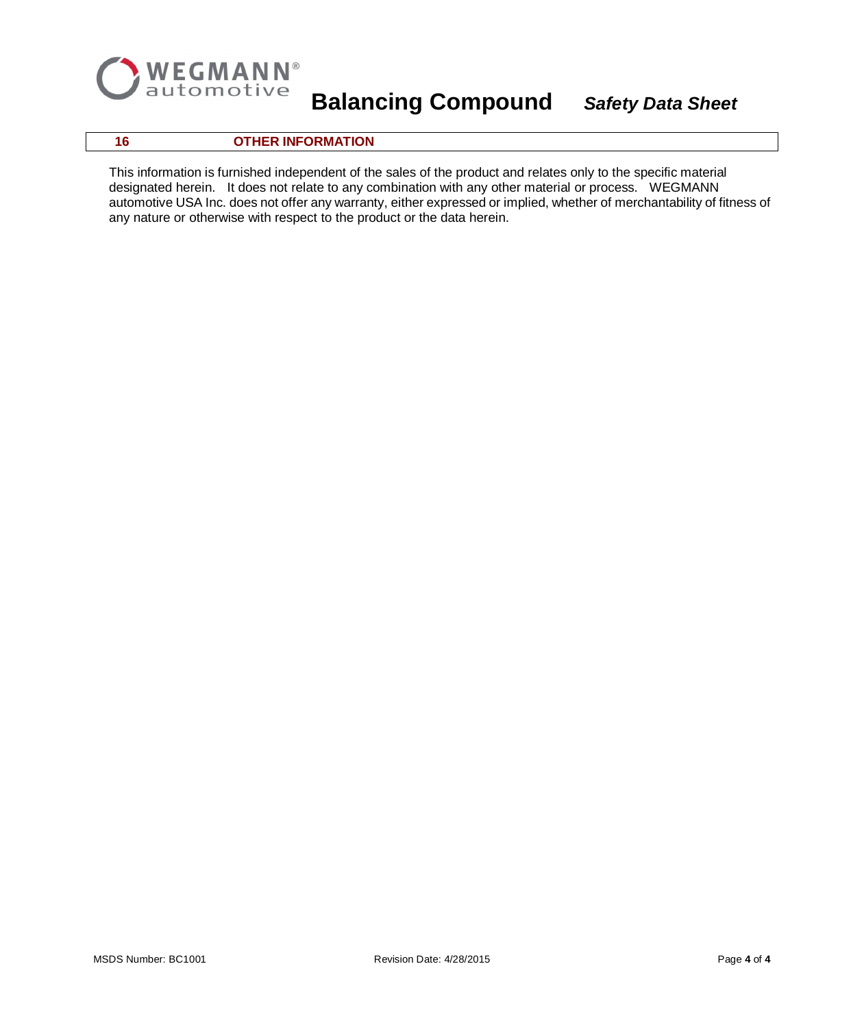## 16 OTHER INFORMATION

This information is furnished independent of the sales of the product and relates only to the specific material designated herein. It does not relate to any combination with any other material or process. WEGMANN automotive USA Inc. does not offer any warranty, either expressed or implied, whether of merchantability of fitness of any nature or otherwise with respect to the product or the data herein.